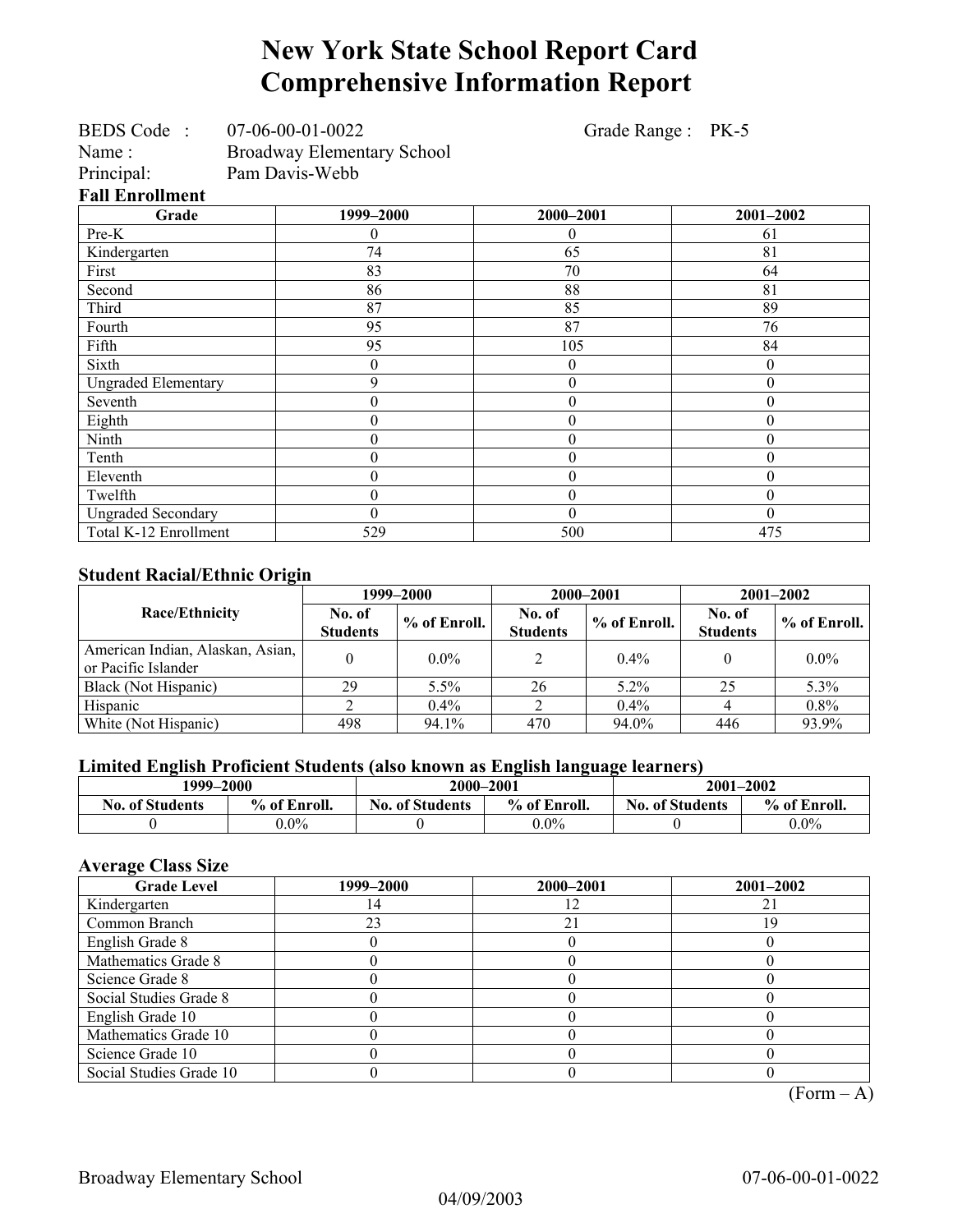# New York State School Report Card
# Comprehensive Information Report

BEDS Code : 07-06-00-01-0022 Grade Range : PK-5
Name : Broadway Elementary School
Principal: Pam Davis-Webb

### Fall Enrollment

| Grade | 1999–2000 | 2000–2001 | 2001–2002 |
|---|---|---|---|
| Pre-K | 0 | 0 | 61 |
| Kindergarten | 74 | 65 | 81 |
| First | 83 | 70 | 64 |
| Second | 86 | 88 | 81 |
| Third | 87 | 85 | 89 |
| Fourth | 95 | 87 | 76 |
| Fifth | 95 | 105 | 84 |
| Sixth | 0 | 0 | 0 |
| Ungraded Elementary | 9 | 0 | 0 |
| Seventh | 0 | 0 | 0 |
| Eighth | 0 | 0 | 0 |
| Ninth | 0 | 0 | 0 |
| Tenth | 0 | 0 | 0 |
| Eleventh | 0 | 0 | 0 |
| Twelfth | 0 | 0 | 0 |
| Ungraded Secondary | 0 | 0 | 0 |
| Total K-12 Enrollment | 529 | 500 | 475 |

### Student Racial/Ethnic Origin

| Race/Ethnicity | 1999–2000 | | 2000–2001 | | 2001–2002 | |
|---|---|---|---|---|---|---|
| | No. of Students | % of Enroll. | No. of Students | % of Enroll. | No. of Students | % of Enroll. |
| American Indian, Alaskan, Asian, or Pacific Islander | 0 | 0.0% | 2 | 0.4% | 0 | 0.0% |
| Black (Not Hispanic) | 29 | 5.5% | 26 | 5.2% | 25 | 5.3% |
| Hispanic | 2 | 0.4% | 2 | 0.4% | 4 | 0.8% |
| White (Not Hispanic) | 498 | 94.1% | 470 | 94.0% | 446 | 93.9% |

### Limited English Proficient Students (also known as English language learners)

| 1999–2000 | | 2000–2001 | | 2001–2002 | |
|---|---|---|---|---|---|
| No. of Students | % of Enroll. | No. of Students | % of Enroll. | No. of Students | % of Enroll. |
| 0 | 0.0% | 0 | 0.0% | 0 | 0.0% |

### Average Class Size

| Grade Level | 1999–2000 | 2000–2001 | 2001–2002 |
|---|---|---|---|
| Kindergarten | 14 | 12 | 21 |
| Common Branch | 23 | 21 | 19 |
| English Grade 8 | 0 | 0 | 0 |
| Mathematics Grade 8 | 0 | 0 | 0 |
| Science Grade 8 | 0 | 0 | 0 |
| Social Studies Grade 8 | 0 | 0 | 0 |
| English Grade 10 | 0 | 0 | 0 |
| Mathematics Grade 10 | 0 | 0 | 0 |
| Science Grade 10 | 0 | 0 | 0 |
| Social Studies Grade 10 | 0 | 0 | 0 |

(Form – A)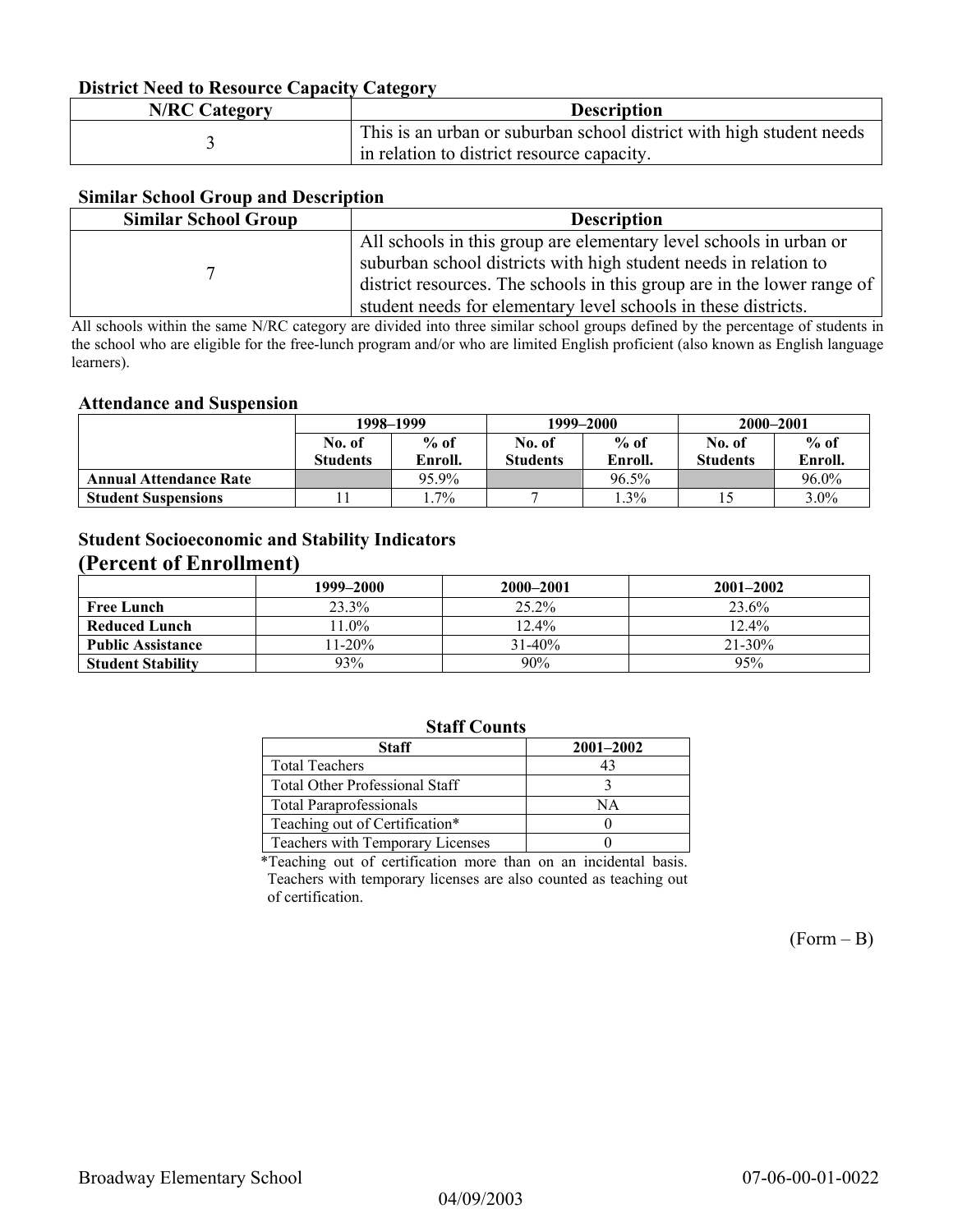### District Need to Resource Capacity Category

| N/RC Category | Description |
|---|---|
| 3 | This is an urban or suburban school district with high student needs in relation to district resource capacity. |

### Similar School Group and Description

| Similar School Group | Description |
|---|---|
| 7 | All schools in this group are elementary level schools in urban or suburban school districts with high student needs in relation to district resources. The schools in this group are in the lower range of student needs for elementary level schools in these districts. |

All schools within the same N/RC category are divided into three similar school groups defined by the percentage of students in the school who are eligible for the free-lunch program and/or who are limited English proficient (also known as English language learners).

### Attendance and Suspension

| | 1998–1999 | | 1999–2000 | | 2000–2001 | |
|---|---|---|---|---|---|---|
| | No. of Students | % of Enroll. | No. of Students | % of Enroll. | No. of Students | % of Enroll. |
| **Annual Attendance Rate** | | 95.9% | | 96.5% | | 96.0% |
| **Student Suspensions** | 11 | 1.7% | 7 | 1.3% | 15 | 3.0% |

### Student Socioeconomic and Stability Indicators (Percent of Enrollment)

| | 1999–2000 | 2000–2001 | 2001–2002 |
|---|---|---|---|
| **Free Lunch** | 23.3% | 25.2% | 23.6% |
| **Reduced Lunch** | 11.0% | 12.4% | 12.4% |
| **Public Assistance** | 11-20% | 31-40% | 21-30% |
| **Student Stability** | 93% | 90% | 95% |

### Staff Counts

| Staff | 2001–2002 |
|---|---|
| Total Teachers | 43 |
| Total Other Professional Staff | 3 |
| Total Paraprofessionals | NA |
| Teaching out of Certification* | 0 |
| Teachers with Temporary Licenses | 0 |

*Teaching out of certification more than on an incidental basis. Teachers with temporary licenses are also counted as teaching out of certification.

(Form – B)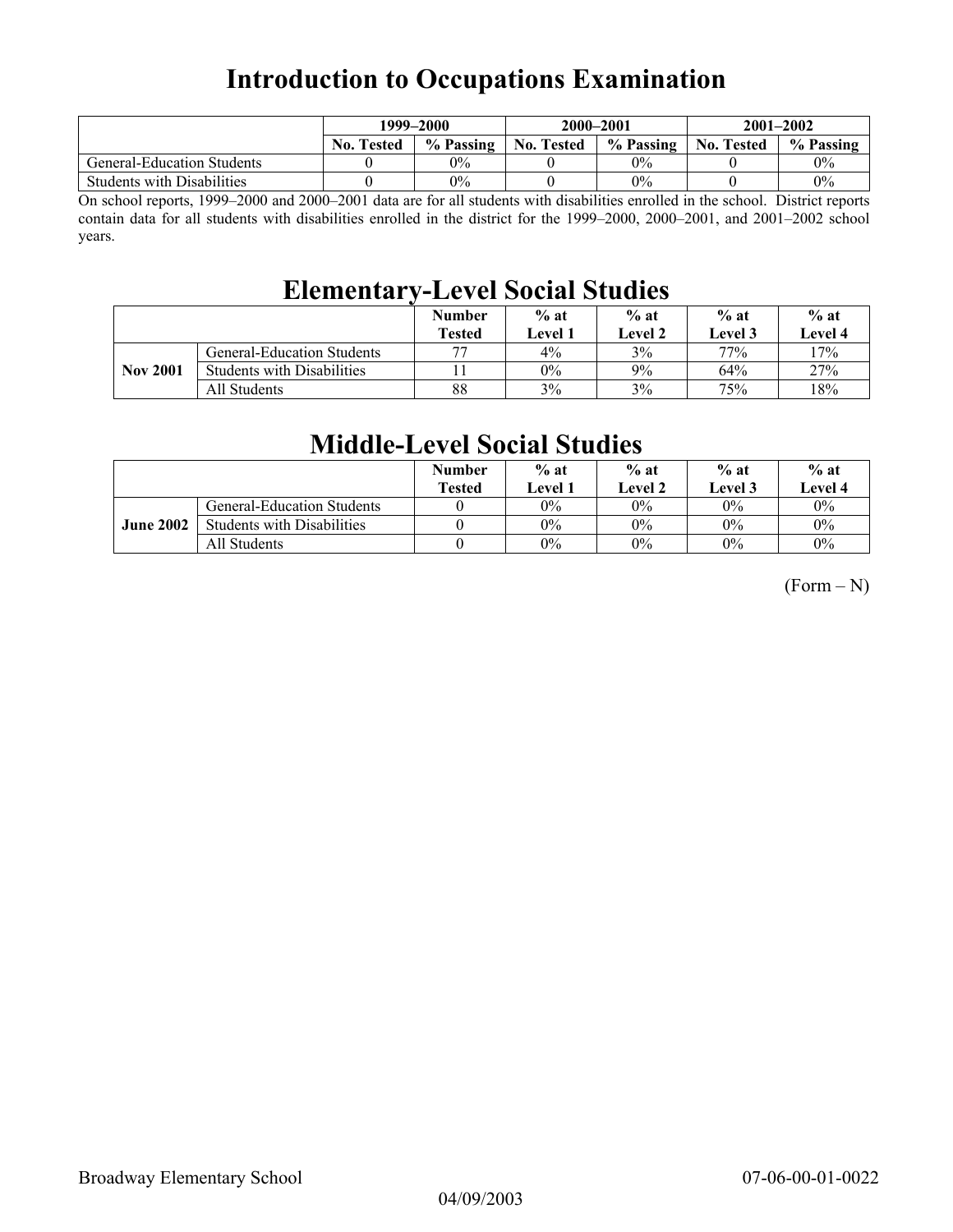# Introduction to Occupations Examination

| | 1999–2000 | | 2000–2001 | | 2001–2002 | |
|---|---|---|---|---|---|---|
| | No. Tested | % Passing | No. Tested | % Passing | No. Tested | % Passing |
| General-Education Students | 0 | 0% | 0 | 0% | 0 | 0% |
| Students with Disabilities | 0 | 0% | 0 | 0% | 0 | 0% |

On school reports, 1999–2000 and 2000–2001 data are for all students with disabilities enrolled in the school. District reports contain data for all students with disabilities enrolled in the district for the 1999–2000, 2000–2001, and 2001–2002 school years.

# Elementary-Level Social Studies

| | | Number Tested | % at Level 1 | % at Level 2 | % at Level 3 | % at Level 4 |
|---|---|---|---|---|---|---|
| **Nov 2001** | General-Education Students | 77 | 4% | 3% | 77% | 17% |
| | Students with Disabilities | 11 | 0% | 9% | 64% | 27% |
| | All Students | 88 | 3% | 3% | 75% | 18% |

# Middle-Level Social Studies

| | | Number Tested | % at Level 1 | % at Level 2 | % at Level 3 | % at Level 4 |
|---|---|---|---|---|---|---|
| **June 2002** | General-Education Students | 0 | 0% | 0% | 0% | 0% |
| | Students with Disabilities | 0 | 0% | 0% | 0% | 0% |
| | All Students | 0 | 0% | 0% | 0% | 0% |

(Form – N)

Broadway Elementary School 07-06-00-01-0022

04/09/2003